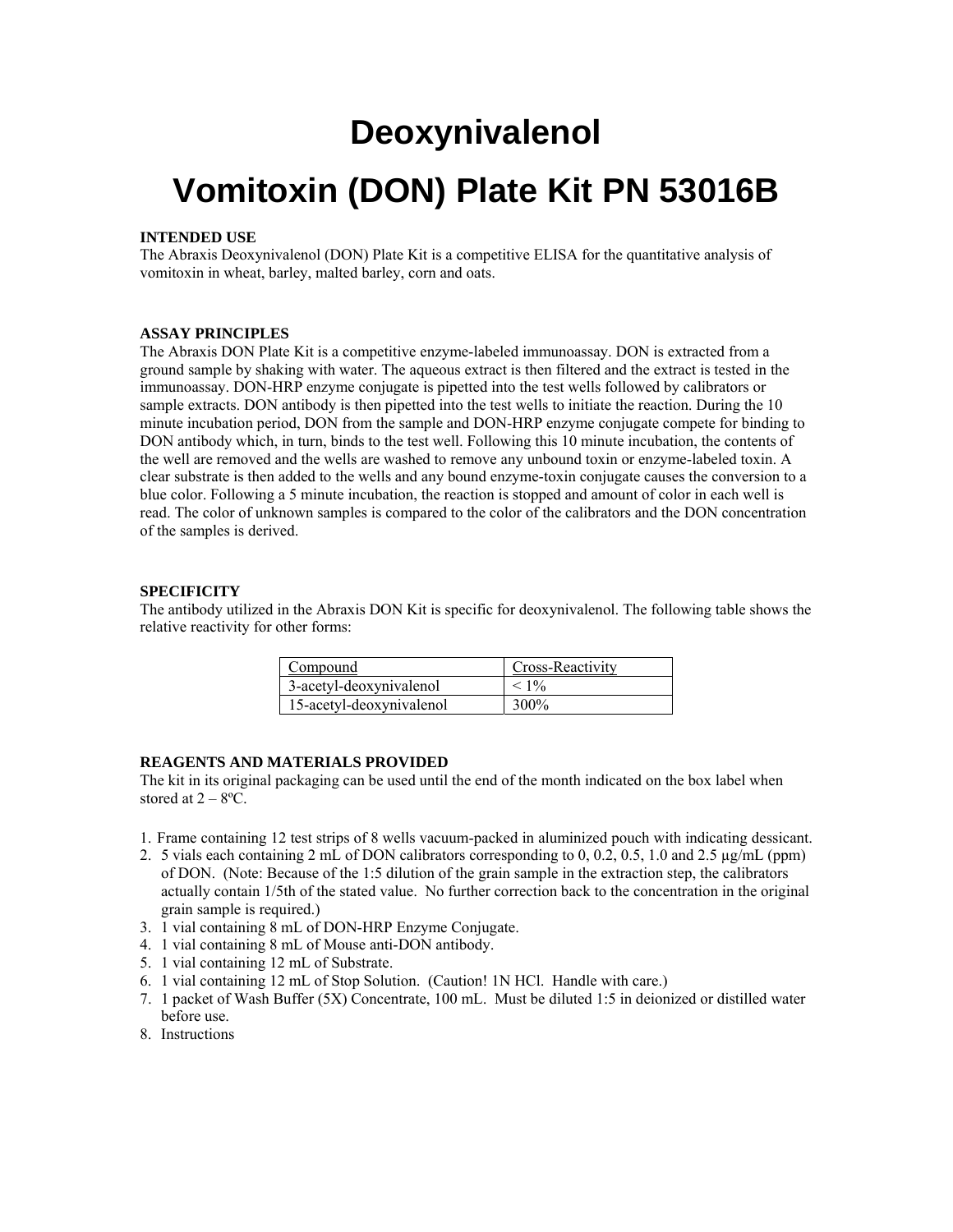# Deoxynivalenol

# Vomitoxin (DON) Plate Kit PN 53016B

**INTENDED USE**

The Abraxis Deoxynivalenol (DON) Plate Kit is a competitive ELISA for the quantitative analysis of vomitoxin in wheat, barley, malted barley, corn and oats.

**ASSAY PRINCIPLES**

The Abraxis DON Plate Kit is a competitive enzyme-labeled immunoassay. DON is extracted from a ground sample by shaking with water. The aqueous extract is then filtered and the extract is tested in the immunoassay. DON-HRP enzyme conjugate is pipetted into the test wells followed by calibrators or sample extracts. DON antibody is then pipetted into the test wells to initiate the reaction. During the 10 minute incubation period, DON from the sample and DON-HRP enzyme conjugate compete for binding to DON antibody which, in turn, binds to the test well. Following this 10 minute incubation, the contents of the well are removed and the wells are washed to remove any unbound toxin or enzyme-labeled toxin. A clear substrate is then added to the wells and any bound enzyme-toxin conjugate causes the conversion to a blue color. Following a 5 minute incubation, the reaction is stopped and amount of color in each well is read. The color of unknown samples is compared to the color of the calibrators and the DON concentration of the samples is derived.

**SPECIFICITY**

The antibody utilized in the Abraxis DON Kit is specific for deoxynivalenol. The following table shows the relative reactivity for other forms:

| Compound | Cross-Reactivity |
|---|---|
| 3-acetyl-deoxynivalenol | < 1% |
| 15-acetyl-deoxynivalenol | 300% |

**REAGENTS AND MATERIALS PROVIDED**

The kit in its original packaging can be used until the end of the month indicated on the box label when stored at 2 – 8ºC.

1. Frame containing 12 test strips of 8 wells vacuum-packed in aluminized pouch with indicating dessicant.
2. 5 vials each containing 2 mL of DON calibrators corresponding to 0, 0.2, 0.5, 1.0 and 2.5 μg/mL (ppm) of DON. (Note: Because of the 1:5 dilution of the grain sample in the extraction step, the calibrators actually contain 1/5th of the stated value. No further correction back to the concentration in the original grain sample is required.)
3. 1 vial containing 8 mL of DON-HRP Enzyme Conjugate.
4. 1 vial containing 8 mL of Mouse anti-DON antibody.
5. 1 vial containing 12 mL of Substrate.
6. 1 vial containing 12 mL of Stop Solution. (Caution! 1N HCl. Handle with care.)
7. 1 packet of Wash Buffer (5X) Concentrate, 100 mL. Must be diluted 1:5 in deionized or distilled water before use.
8. Instructions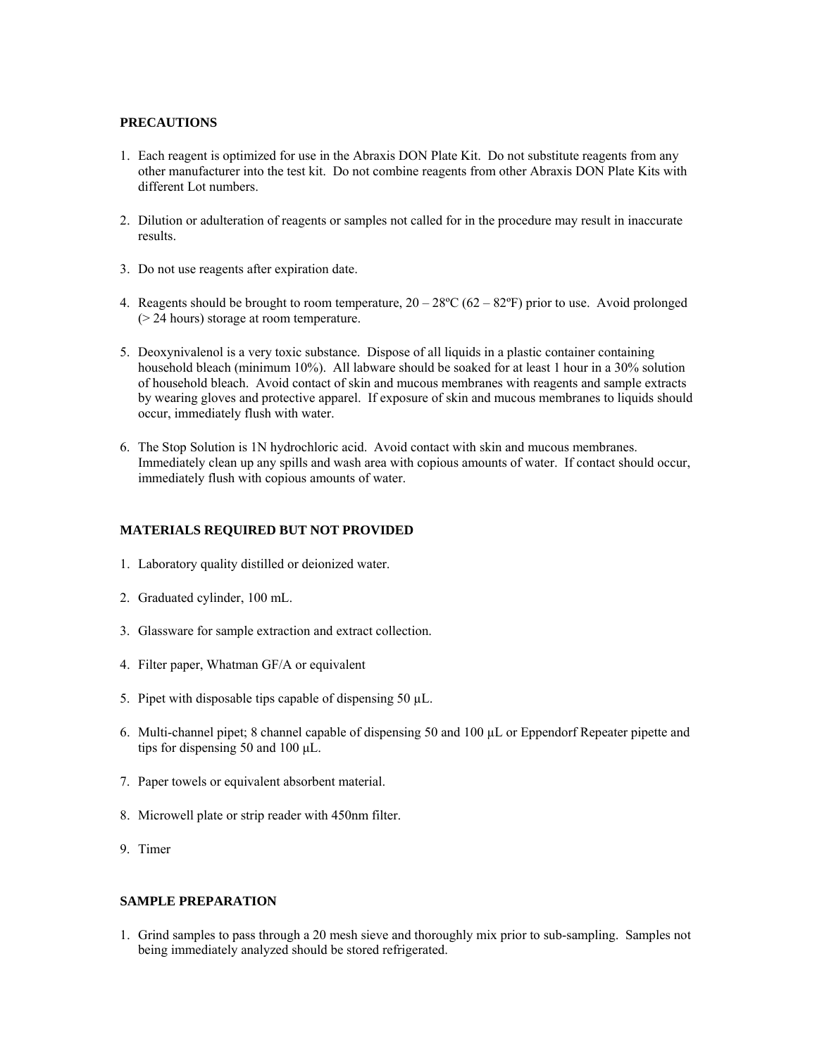## PRECAUTIONS

1. Each reagent is optimized for use in the Abraxis DON Plate Kit. Do not substitute reagents from any other manufacturer into the test kit. Do not combine reagents from other Abraxis DON Plate Kits with different Lot numbers.

2. Dilution or adulteration of reagents or samples not called for in the procedure may result in inaccurate results.

3. Do not use reagents after expiration date.

4. Reagents should be brought to room temperature, 20 – 28ºC (62 – 82ºF) prior to use. Avoid prolonged (> 24 hours) storage at room temperature.

5. Deoxynivalenol is a very toxic substance. Dispose of all liquids in a plastic container containing household bleach (minimum 10%). All labware should be soaked for at least 1 hour in a 30% solution of household bleach. Avoid contact of skin and mucous membranes with reagents and sample extracts by wearing gloves and protective apparel. If exposure of skin and mucous membranes to liquids should occur, immediately flush with water.

6. The Stop Solution is 1N hydrochloric acid. Avoid contact with skin and mucous membranes. Immediately clean up any spills and wash area with copious amounts of water. If contact should occur, immediately flush with copious amounts of water.

## MATERIALS REQUIRED BUT NOT PROVIDED

1. Laboratory quality distilled or deionized water.

2. Graduated cylinder, 100 mL.

3. Glassware for sample extraction and extract collection.

4. Filter paper, Whatman GF/A or equivalent

5. Pipet with disposable tips capable of dispensing 50 µL.

6. Multi-channel pipet; 8 channel capable of dispensing 50 and 100 µL or Eppendorf Repeater pipette and tips for dispensing 50 and 100 µL.

7. Paper towels or equivalent absorbent material.

8. Microwell plate or strip reader with 450nm filter.

9. Timer

## SAMPLE PREPARATION

1. Grind samples to pass through a 20 mesh sieve and thoroughly mix prior to sub-sampling. Samples not being immediately analyzed should be stored refrigerated.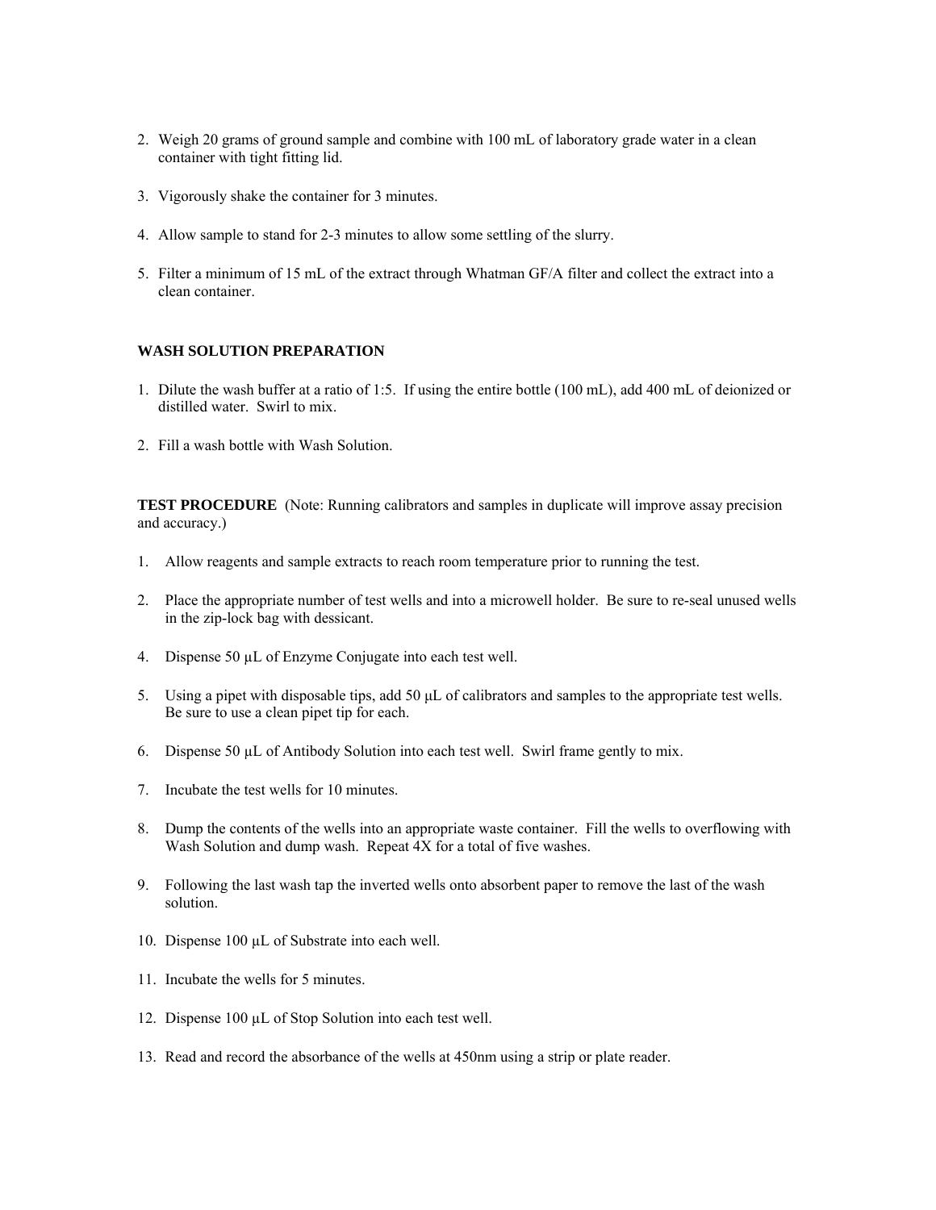2. Weigh 20 grams of ground sample and combine with 100 mL of laboratory grade water in a clean container with tight fitting lid.

3. Vigorously shake the container for 3 minutes.

4. Allow sample to stand for 2-3 minutes to allow some settling of the slurry.

5. Filter a minimum of 15 mL of the extract through Whatman GF/A filter and collect the extract into a clean container.

**WASH SOLUTION PREPARATION**

1. Dilute the wash buffer at a ratio of 1:5. If using the entire bottle (100 mL), add 400 mL of deionized or distilled water. Swirl to mix.

2. Fill a wash bottle with Wash Solution.

**TEST PROCEDURE** (Note: Running calibrators and samples in duplicate will improve assay precision and accuracy.)

1. Allow reagents and sample extracts to reach room temperature prior to running the test.

2. Place the appropriate number of test wells and into a microwell holder. Be sure to re-seal unused wells in the zip-lock bag with dessicant.

4. Dispense 50 µL of Enzyme Conjugate into each test well.

5. Using a pipet with disposable tips, add 50 µL of calibrators and samples to the appropriate test wells. Be sure to use a clean pipet tip for each.

6. Dispense 50 µL of Antibody Solution into each test well. Swirl frame gently to mix.

7. Incubate the test wells for 10 minutes.

8. Dump the contents of the wells into an appropriate waste container. Fill the wells to overflowing with Wash Solution and dump wash. Repeat 4X for a total of five washes.

9. Following the last wash tap the inverted wells onto absorbent paper to remove the last of the wash solution.

10. Dispense 100 µL of Substrate into each well.

11. Incubate the wells for 5 minutes.

12. Dispense 100 µL of Stop Solution into each test well.

13. Read and record the absorbance of the wells at 450nm using a strip or plate reader.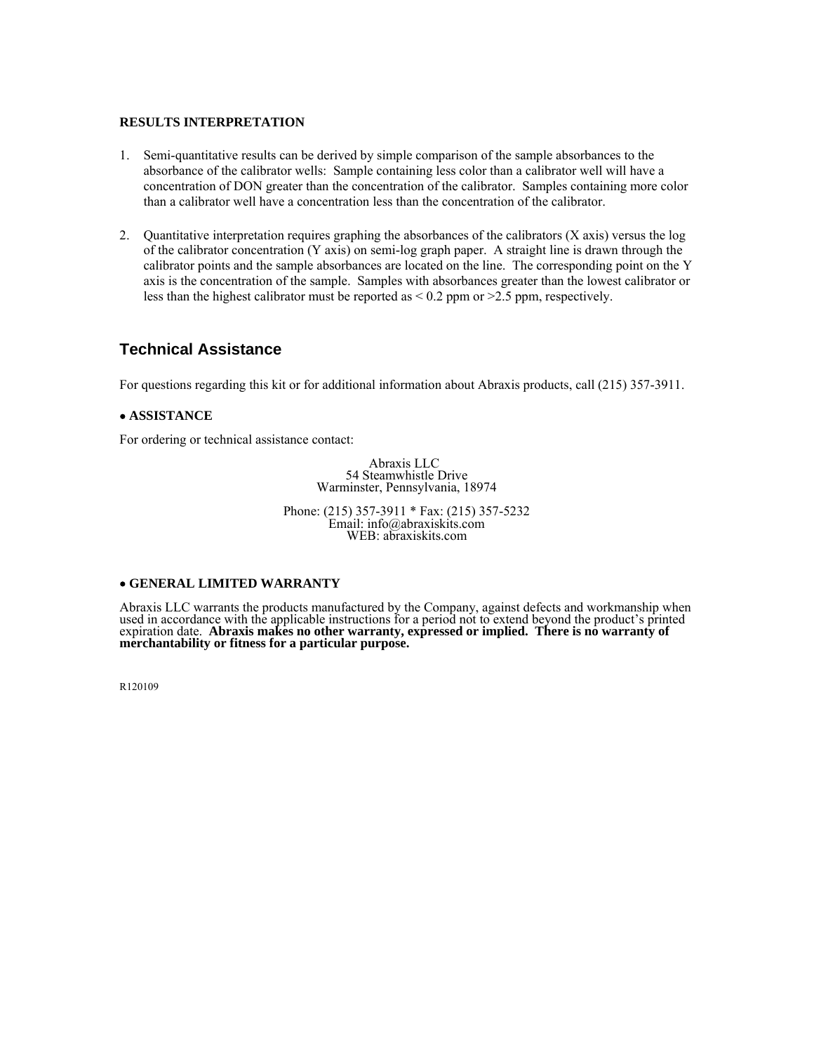## RESULTS INTERPRETATION

1. Semi-quantitative results can be derived by simple comparison of the sample absorbances to the absorbance of the calibrator wells: Sample containing less color than a calibrator well will have a concentration of DON greater than the concentration of the calibrator. Samples containing more color than a calibrator well have a concentration less than the concentration of the calibrator.

2. Quantitative interpretation requires graphing the absorbances of the calibrators (X axis) versus the log of the calibrator concentration (Y axis) on semi-log graph paper. A straight line is drawn through the calibrator points and the sample absorbances are located on the line. The corresponding point on the Y axis is the concentration of the sample. Samples with absorbances greater than the lowest calibrator or less than the highest calibrator must be reported as < 0.2 ppm or >2.5 ppm, respectively.

## Technical Assistance

For questions regarding this kit or for additional information about Abraxis products, call (215) 357-3911.

### • ASSISTANCE

For ordering or technical assistance contact:

Abraxis LLC
54 Steamwhistle Drive
Warminster, Pennsylvania, 18974

Phone: (215) 357-3911 * Fax: (215) 357-5232
Email: info@abraxiskits.com
WEB: abraxiskits.com

### • GENERAL LIMITED WARRANTY

Abraxis LLC warrants the products manufactured by the Company, against defects and workmanship when used in accordance with the applicable instructions for a period not to extend beyond the product's printed expiration date. **Abraxis makes no other warranty, expressed or implied. There is no warranty of merchantability or fitness for a particular purpose.**

R120109